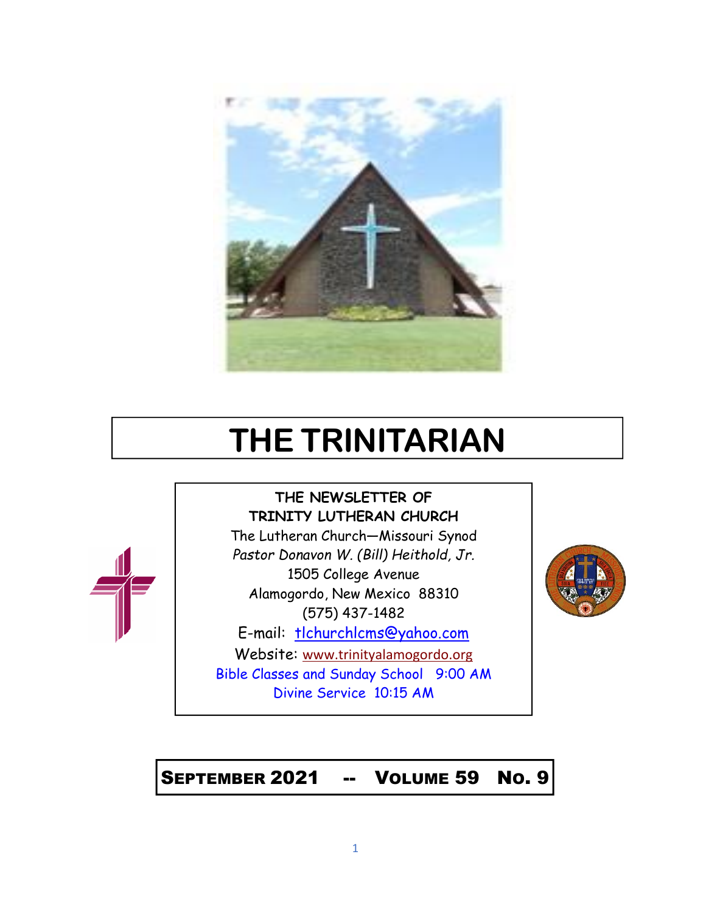# THE TRINITARIAN

**THE NEWSLETTER OF**
**TRINITY LUTHERAN CHURCH**

The Lutheran Church—Missouri Synod

*Pastor Donavon W. (Bill) Heithold, Jr.*

1505 College Avenue

Alamogordo, New Mexico 88310

(575) 437-1482

E-mail: tlchurchlcms@yahoo.com

Website: www.trinityalamogordo.org

Bible Classes and Sunday School 9:00 AM

Divine Service 10:15 AM

**SEPTEMBER 2021 -- VOLUME 59 NO. 9**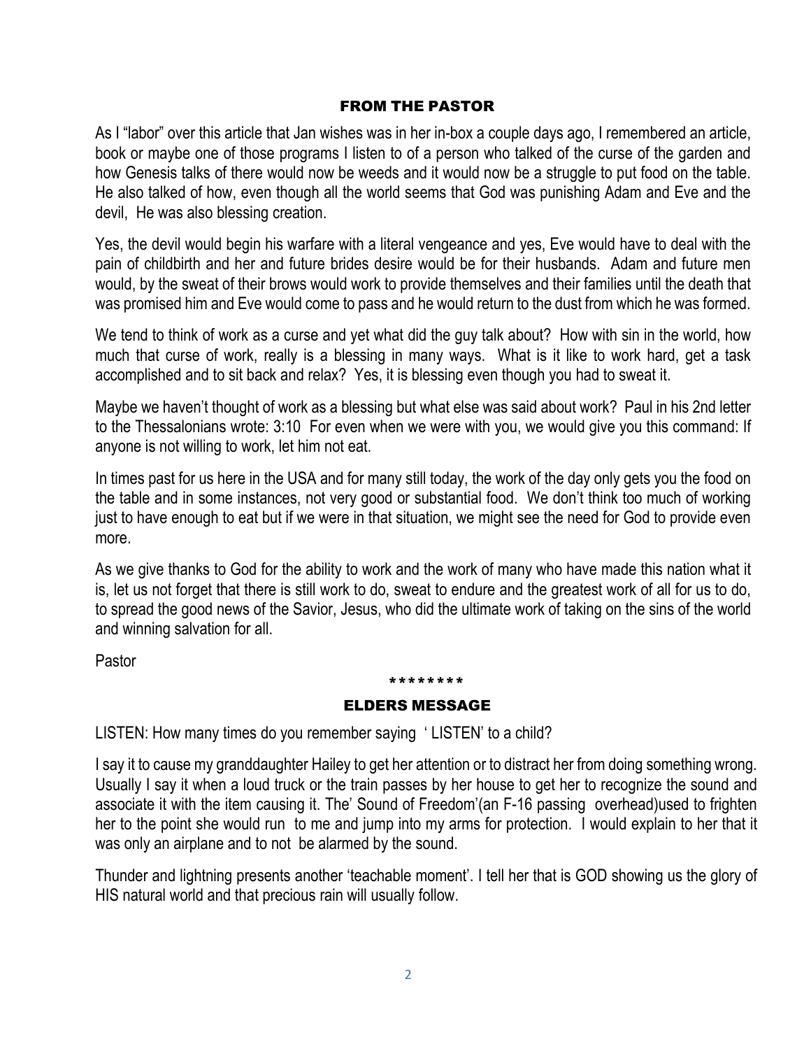## FROM THE PASTOR

As I “labor” over this article that Jan wishes was in her in-box a couple days ago, I remembered an article, book or maybe one of those programs I listen to of a person who talked of the curse of the garden and how Genesis talks of there would now be weeds and it would now be a struggle to put food on the table. He also talked of how, even though all the world seems that God was punishing Adam and Eve and the devil, He was also blessing creation.

Yes, the devil would begin his warfare with a literal vengeance and yes, Eve would have to deal with the pain of childbirth and her and future brides desire would be for their husbands. Adam and future men would, by the sweat of their brows would work to provide themselves and their families until the death that was promised him and Eve would come to pass and he would return to the dust from which he was formed.

We tend to think of work as a curse and yet what did the guy talk about? How with sin in the world, how much that curse of work, really is a blessing in many ways. What is it like to work hard, get a task accomplished and to sit back and relax? Yes, it is blessing even though you had to sweat it.

Maybe we haven’t thought of work as a blessing but what else was said about work? Paul in his 2nd letter to the Thessalonians wrote: 3:10 For even when we were with you, we would give you this command: If anyone is not willing to work, let him not eat.

In times past for us here in the USA and for many still today, the work of the day only gets you the food on the table and in some instances, not very good or substantial food. We don’t think too much of working just to have enough to eat but if we were in that situation, we might see the need for God to provide even more.

As we give thanks to God for the ability to work and the work of many who have made this nation what it is, let us not forget that there is still work to do, sweat to endure and the greatest work of all for us to do, to spread the good news of the Savior, Jesus, who did the ultimate work of taking on the sins of the world and winning salvation for all.

Pastor

\*\*\*\*\*\*\*\*\*

## ELDERS MESSAGE

LISTEN: How many times do you remember saying ‘ LISTEN’ to a child?

I say it to cause my granddaughter Hailey to get her attention or to distract her from doing something wrong. Usually I say it when a loud truck or the train passes by her house to get her to recognize the sound and associate it with the item causing it. The’ Sound of Freedom’(an F-16 passing overhead)used to frighten her to the point she would run to me and jump into my arms for protection. I would explain to her that it was only an airplane and to not be alarmed by the sound.

Thunder and lightning presents another ‘teachable moment’. I tell her that is GOD showing us the glory of HIS natural world and that precious rain will usually follow.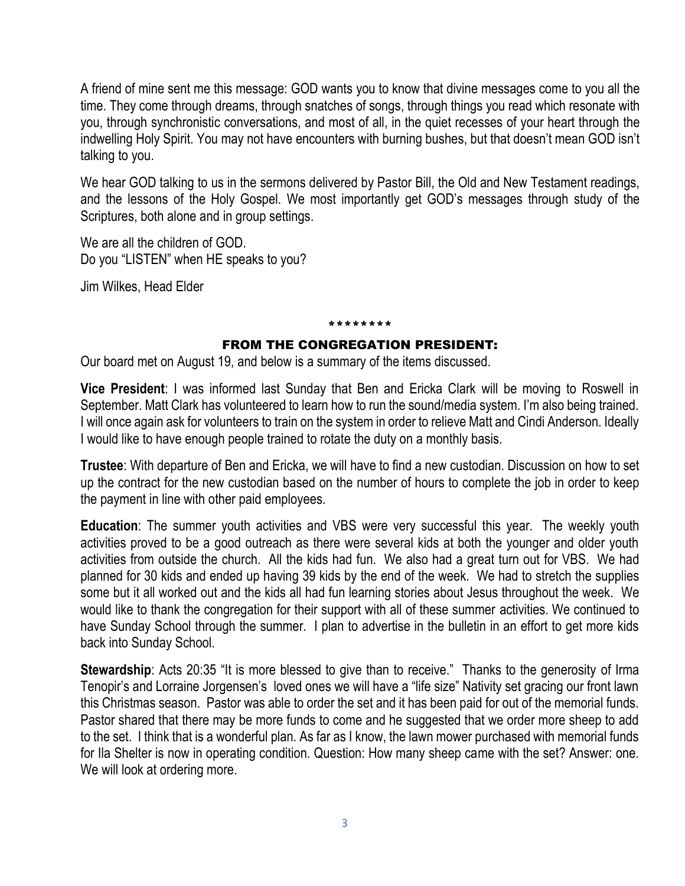A friend of mine sent me this message: GOD wants you to know that divine messages come to you all the time. They come through dreams, through snatches of songs, through things you read which resonate with you, through synchronistic conversations, and most of all, in the quiet recesses of your heart through the indwelling Holy Spirit. You may not have encounters with burning bushes, but that doesn't mean GOD isn't talking to you.

We hear GOD talking to us in the sermons delivered by Pastor Bill, the Old and New Testament readings, and the lessons of the Holy Gospel. We most importantly get GOD's messages through study of the Scriptures, both alone and in group settings.

We are all the children of GOD.
Do you "LISTEN" when HE speaks to you?

Jim Wilkes, Head Elder

\*\*\*\*\*\*\*\*

## FROM THE CONGREGATION PRESIDENT:

Our board met on August 19, and below is a summary of the items discussed.

**Vice President**: I was informed last Sunday that Ben and Ericka Clark will be moving to Roswell in September. Matt Clark has volunteered to learn how to run the sound/media system. I'm also being trained. I will once again ask for volunteers to train on the system in order to relieve Matt and Cindi Anderson. Ideally I would like to have enough people trained to rotate the duty on a monthly basis.

**Trustee**: With departure of Ben and Ericka, we will have to find a new custodian. Discussion on how to set up the contract for the new custodian based on the number of hours to complete the job in order to keep the payment in line with other paid employees.

**Education**: The summer youth activities and VBS were very successful this year. The weekly youth activities proved to be a good outreach as there were several kids at both the younger and older youth activities from outside the church. All the kids had fun. We also had a great turn out for VBS. We had planned for 30 kids and ended up having 39 kids by the end of the week. We had to stretch the supplies some but it all worked out and the kids all had fun learning stories about Jesus throughout the week. We would like to thank the congregation for their support with all of these summer activities. We continued to have Sunday School through the summer. I plan to advertise in the bulletin in an effort to get more kids back into Sunday School.

**Stewardship**: Acts 20:35 "It is more blessed to give than to receive." Thanks to the generosity of Irma Tenopir's and Lorraine Jorgensen's loved ones we will have a "life size" Nativity set gracing our front lawn this Christmas season. Pastor was able to order the set and it has been paid for out of the memorial funds. Pastor shared that there may be more funds to come and he suggested that we order more sheep to add to the set. I think that is a wonderful plan. As far as I know, the lawn mower purchased with memorial funds for Ila Shelter is now in operating condition. Question: How many sheep came with the set? Answer: one. We will look at ordering more.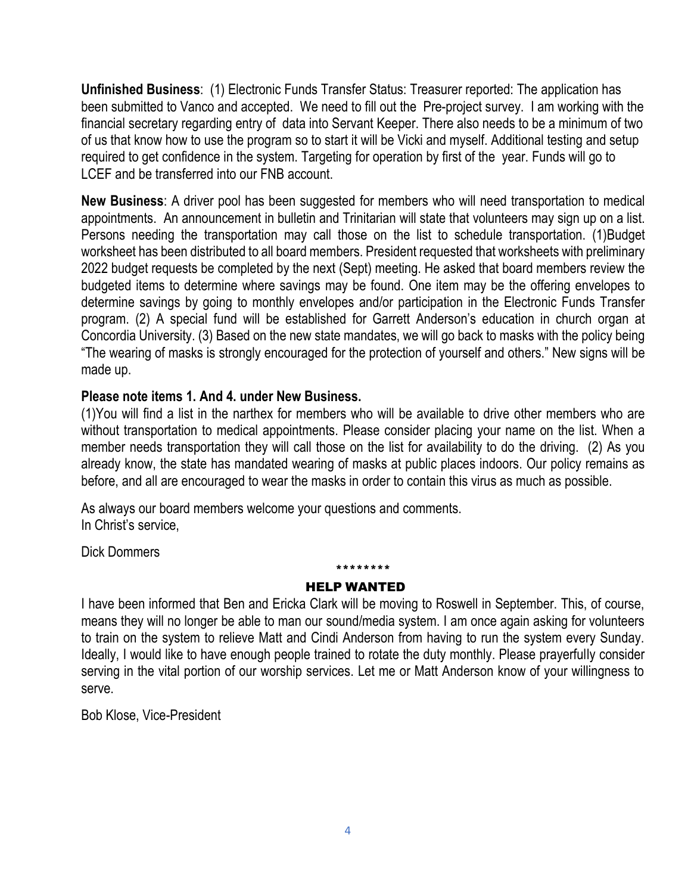**Unfinished Business**: (1) Electronic Funds Transfer Status: Treasurer reported: The application has been submitted to Vanco and accepted. We need to fill out the Pre-project survey. I am working with the financial secretary regarding entry of data into Servant Keeper. There also needs to be a minimum of two of us that know how to use the program so to start it will be Vicki and myself. Additional testing and setup required to get confidence in the system. Targeting for operation by first of the year. Funds will go to LCEF and be transferred into our FNB account.

**New Business**: A driver pool has been suggested for members who will need transportation to medical appointments. An announcement in bulletin and Trinitarian will state that volunteers may sign up on a list. Persons needing the transportation may call those on the list to schedule transportation. (1)Budget worksheet has been distributed to all board members. President requested that worksheets with preliminary 2022 budget requests be completed by the next (Sept) meeting. He asked that board members review the budgeted items to determine where savings may be found. One item may be the offering envelopes to determine savings by going to monthly envelopes and/or participation in the Electronic Funds Transfer program. (2) A special fund will be established for Garrett Anderson's education in church organ at Concordia University. (3) Based on the new state mandates, we will go back to masks with the policy being "The wearing of masks is strongly encouraged for the protection of yourself and others." New signs will be made up.

**Please note items 1. And 4. under New Business.**

(1)You will find a list in the narthex for members who will be available to drive other members who are without transportation to medical appointments. Please consider placing your name on the list. When a member needs transportation they will call those on the list for availability to do the driving. (2) As you already know, the state has mandated wearing of masks at public places indoors. Our policy remains as before, and all are encouraged to wear the masks in order to contain this virus as much as possible.

As always our board members welcome your questions and comments.
In Christ's service,

Dick Dommers

\*\*\*\*\*\*\*\*\*

## HELP WANTED

I have been informed that Ben and Ericka Clark will be moving to Roswell in September. This, of course, means they will no longer be able to man our sound/media system. I am once again asking for volunteers to train on the system to relieve Matt and Cindi Anderson from having to run the system every Sunday. Ideally, I would like to have enough people trained to rotate the duty monthly. Please prayerfully consider serving in the vital portion of our worship services. Let me or Matt Anderson know of your willingness to serve.

Bob Klose, Vice-President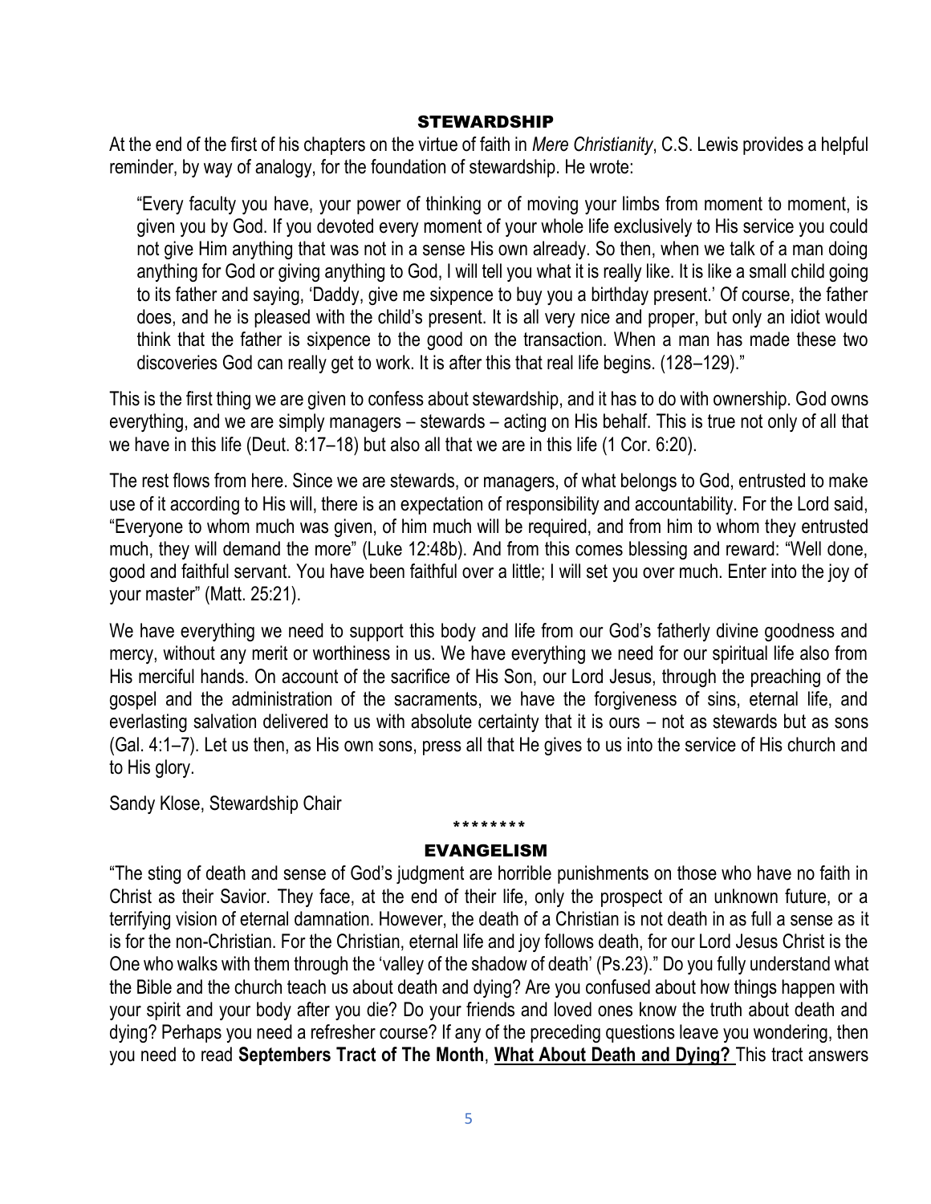## STEWARDSHIP

At the end of the first of his chapters on the virtue of faith in *Mere Christianity*, C.S. Lewis provides a helpful reminder, by way of analogy, for the foundation of stewardship. He wrote:

> "Every faculty you have, your power of thinking or of moving your limbs from moment to moment, is given you by God. If you devoted every moment of your whole life exclusively to His service you could not give Him anything that was not in a sense His own already. So then, when we talk of a man doing anything for God or giving anything to God, I will tell you what it is really like. It is like a small child going to its father and saying, 'Daddy, give me sixpence to buy you a birthday present.' Of course, the father does, and he is pleased with the child's present. It is all very nice and proper, but only an idiot would think that the father is sixpence to the good on the transaction. When a man has made these two discoveries God can really get to work. It is after this that real life begins. (128–129)."

This is the first thing we are given to confess about stewardship, and it has to do with ownership. God owns everything, and we are simply managers – stewards – acting on His behalf. This is true not only of all that we have in this life (Deut. 8:17–18) but also all that we are in this life (1 Cor. 6:20).

The rest flows from here. Since we are stewards, or managers, of what belongs to God, entrusted to make use of it according to His will, there is an expectation of responsibility and accountability. For the Lord said, "Everyone to whom much was given, of him much will be required, and from him to whom they entrusted much, they will demand the more" (Luke 12:48b). And from this comes blessing and reward: "Well done, good and faithful servant. You have been faithful over a little; I will set you over much. Enter into the joy of your master" (Matt. 25:21).

We have everything we need to support this body and life from our God's fatherly divine goodness and mercy, without any merit or worthiness in us. We have everything we need for our spiritual life also from His merciful hands. On account of the sacrifice of His Son, our Lord Jesus, through the preaching of the gospel and the administration of the sacraments, we have the forgiveness of sins, eternal life, and everlasting salvation delivered to us with absolute certainty that it is ours – not as stewards but as sons (Gal. 4:1–7). Let us then, as His own sons, press all that He gives to us into the service of His church and to His glory.

Sandy Klose, Stewardship Chair

\*\*\*\*\*\*\*\*

## EVANGELISM

"The sting of death and sense of God's judgment are horrible punishments on those who have no faith in Christ as their Savior. They face, at the end of their life, only the prospect of an unknown future, or a terrifying vision of eternal damnation. However, the death of a Christian is not death in as full a sense as it is for the non-Christian. For the Christian, eternal life and joy follows death, for our Lord Jesus Christ is the One who walks with them through the 'valley of the shadow of death' (Ps.23)." Do you fully understand what the Bible and the church teach us about death and dying? Are you confused about how things happen with your spirit and your body after you die? Do your friends and loved ones know the truth about death and dying? Perhaps you need a refresher course? If any of the preceding questions leave you wondering, then you need to read **Septembers Tract of The Month**, **<u>What About Death and Dying?</u>** This tract answers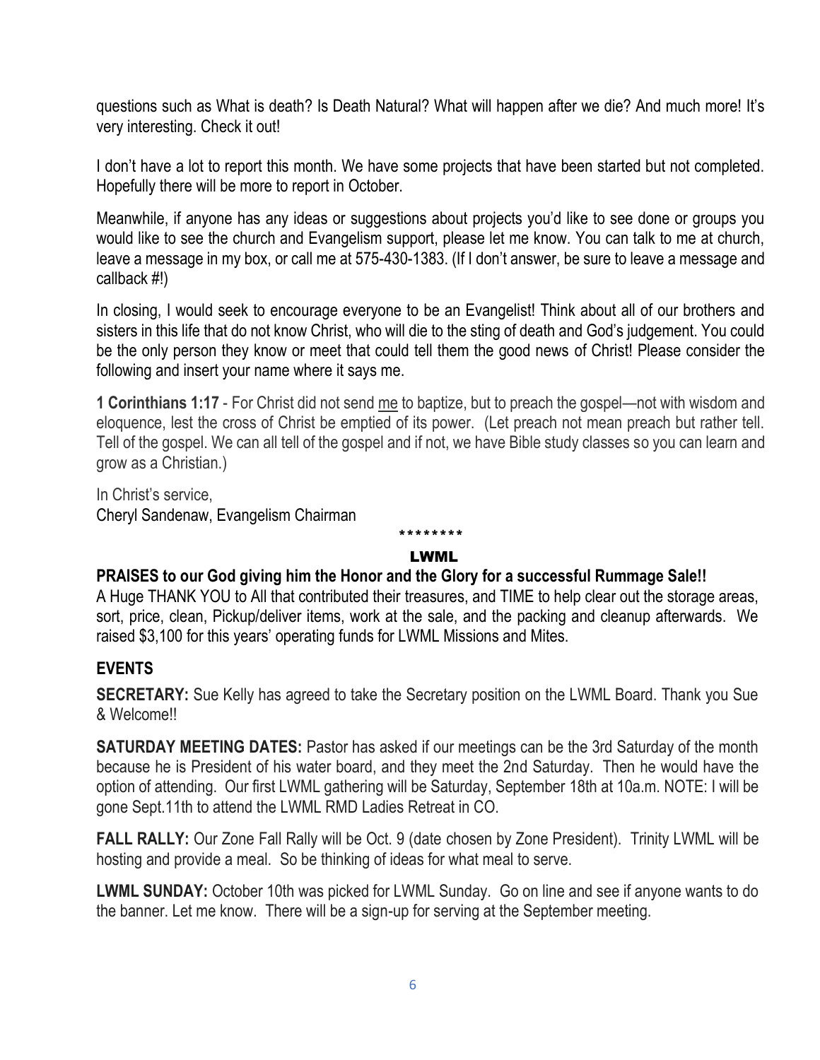questions such as What is death? Is Death Natural? What will happen after we die? And much more! It's very interesting. Check it out!

I don't have a lot to report this month. We have some projects that have been started but not completed. Hopefully there will be more to report in October.

Meanwhile, if anyone has any ideas or suggestions about projects you'd like to see done or groups you would like to see the church and Evangelism support, please let me know. You can talk to me at church, leave a message in my box, or call me at 575-430-1383. (If I don't answer, be sure to leave a message and callback #!)

In closing, I would seek to encourage everyone to be an Evangelist! Think about all of our brothers and sisters in this life that do not know Christ, who will die to the sting of death and God's judgement. You could be the only person they know or meet that could tell them the good news of Christ! Please consider the following and insert your name where it says me.

**1 Corinthians 1:17** - For Christ did not send <u>me</u> to baptize, but to preach the gospel—not with wisdom and eloquence, lest the cross of Christ be emptied of its power. (Let preach not mean preach but rather tell. Tell of the gospel. We can all tell of the gospel and if not, we have Bible study classes so you can learn and grow as a Christian.)

In Christ's service,
Cheryl Sandenaw, Evangelism Chairman

********

## LWML

**PRAISES to our God giving him the Honor and the Glory for a successful Rummage Sale!!**
A Huge THANK YOU to All that contributed their treasures, and TIME to help clear out the storage areas, sort, price, clean, Pickup/deliver items, work at the sale, and the packing and cleanup afterwards. We raised $3,100 for this years' operating funds for LWML Missions and Mites.

### EVENTS

**SECRETARY:** Sue Kelly has agreed to take the Secretary position on the LWML Board. Thank you Sue & Welcome!!

**SATURDAY MEETING DATES:** Pastor has asked if our meetings can be the 3rd Saturday of the month because he is President of his water board, and they meet the 2nd Saturday. Then he would have the option of attending. Our first LWML gathering will be Saturday, September 18th at 10a.m. NOTE: I will be gone Sept.11th to attend the LWML RMD Ladies Retreat in CO.

**FALL RALLY:** Our Zone Fall Rally will be Oct. 9 (date chosen by Zone President). Trinity LWML will be hosting and provide a meal. So be thinking of ideas for what meal to serve.

**LWML SUNDAY:** October 10th was picked for LWML Sunday. Go on line and see if anyone wants to do the banner. Let me know. There will be a sign-up for serving at the September meeting.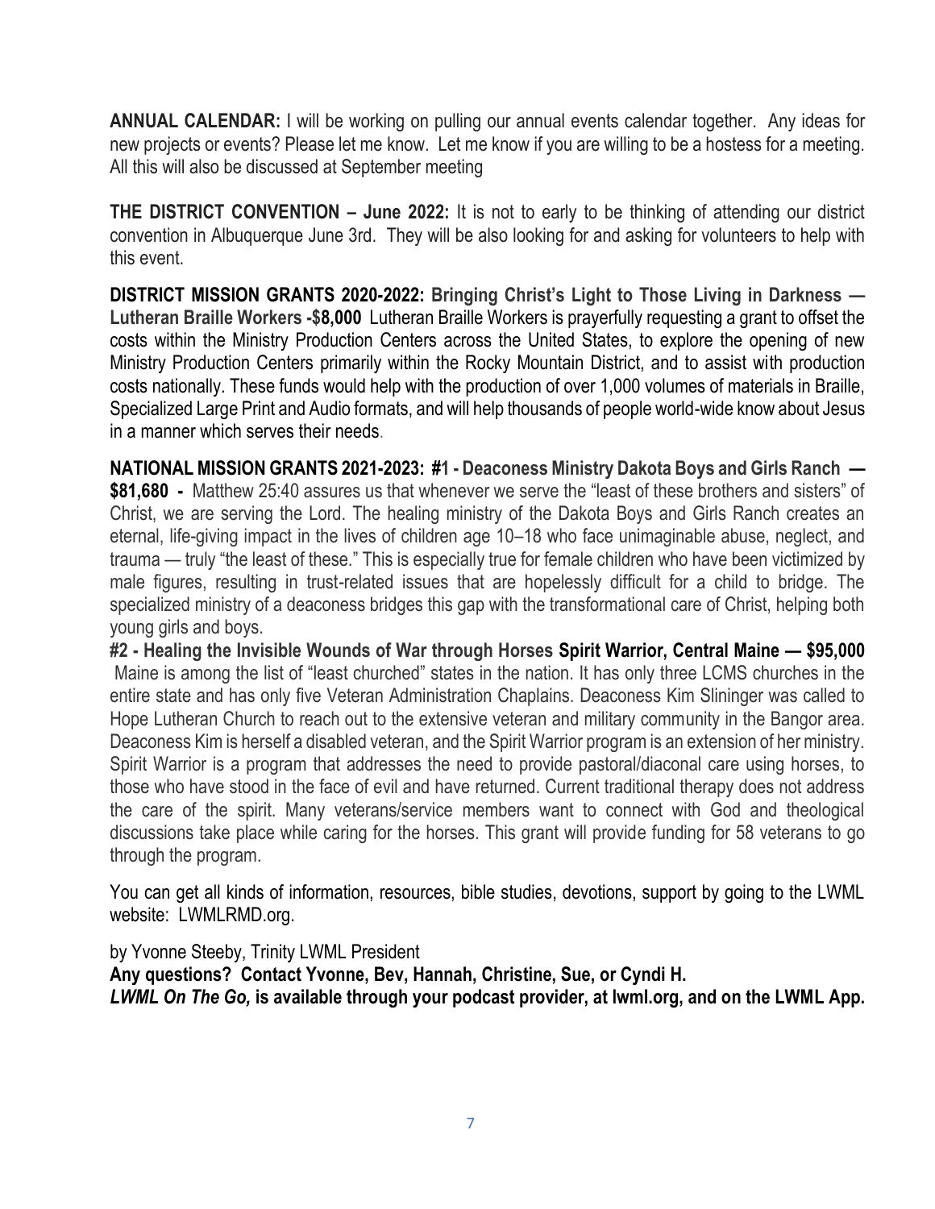**ANNUAL CALENDAR:** I will be working on pulling our annual events calendar together. Any ideas for new projects or events? Please let me know. Let me know if you are willing to be a hostess for a meeting. All this will also be discussed at September meeting

**THE DISTRICT CONVENTION – June 2022:** It is not to early to be thinking of attending our district convention in Albuquerque June 3rd. They will be also looking for and asking for volunteers to help with this event.

**DISTRICT MISSION GRANTS 2020-2022: Bringing Christ's Light to Those Living in Darkness — Lutheran Braille Workers -$8,000** Lutheran Braille Workers is prayerfully requesting a grant to offset the costs within the Ministry Production Centers across the United States, to explore the opening of new Ministry Production Centers primarily within the Rocky Mountain District, and to assist with production costs nationally. These funds would help with the production of over 1,000 volumes of materials in Braille, Specialized Large Print and Audio formats, and will help thousands of people world-wide know about Jesus in a manner which serves their needs.

**NATIONAL MISSION GRANTS 2021-2023: #1 - Deaconess Ministry Dakota Boys and Girls Ranch — $81,680 -** Matthew 25:40 assures us that whenever we serve the "least of these brothers and sisters" of Christ, we are serving the Lord. The healing ministry of the Dakota Boys and Girls Ranch creates an eternal, life-giving impact in the lives of children age 10–18 who face unimaginable abuse, neglect, and trauma — truly "the least of these." This is especially true for female children who have been victimized by male figures, resulting in trust-related issues that are hopelessly difficult for a child to bridge. The specialized ministry of a deaconess bridges this gap with the transformational care of Christ, helping both young girls and boys.

**#2 - Healing the Invisible Wounds of War through Horses Spirit Warrior, Central Maine — $95,000** Maine is among the list of "least churched" states in the nation. It has only three LCMS churches in the entire state and has only five Veteran Administration Chaplains. Deaconess Kim Slininger was called to Hope Lutheran Church to reach out to the extensive veteran and military community in the Bangor area. Deaconess Kim is herself a disabled veteran, and the Spirit Warrior program is an extension of her ministry. Spirit Warrior is a program that addresses the need to provide pastoral/diaconal care using horses, to those who have stood in the face of evil and have returned. Current traditional therapy does not address the care of the spirit. Many veterans/service members want to connect with God and theological discussions take place while caring for the horses. This grant will provide funding for 58 veterans to go through the program.

You can get all kinds of information, resources, bible studies, devotions, support by going to the LWML website: LWMLRMD.org.

by Yvonne Steeby, Trinity LWML President

**Any questions? Contact Yvonne, Bev, Hannah, Christine, Sue, or Cyndi H.**

***LWML On The Go,* is available through your podcast provider, at lwml.org, and on the LWML App.**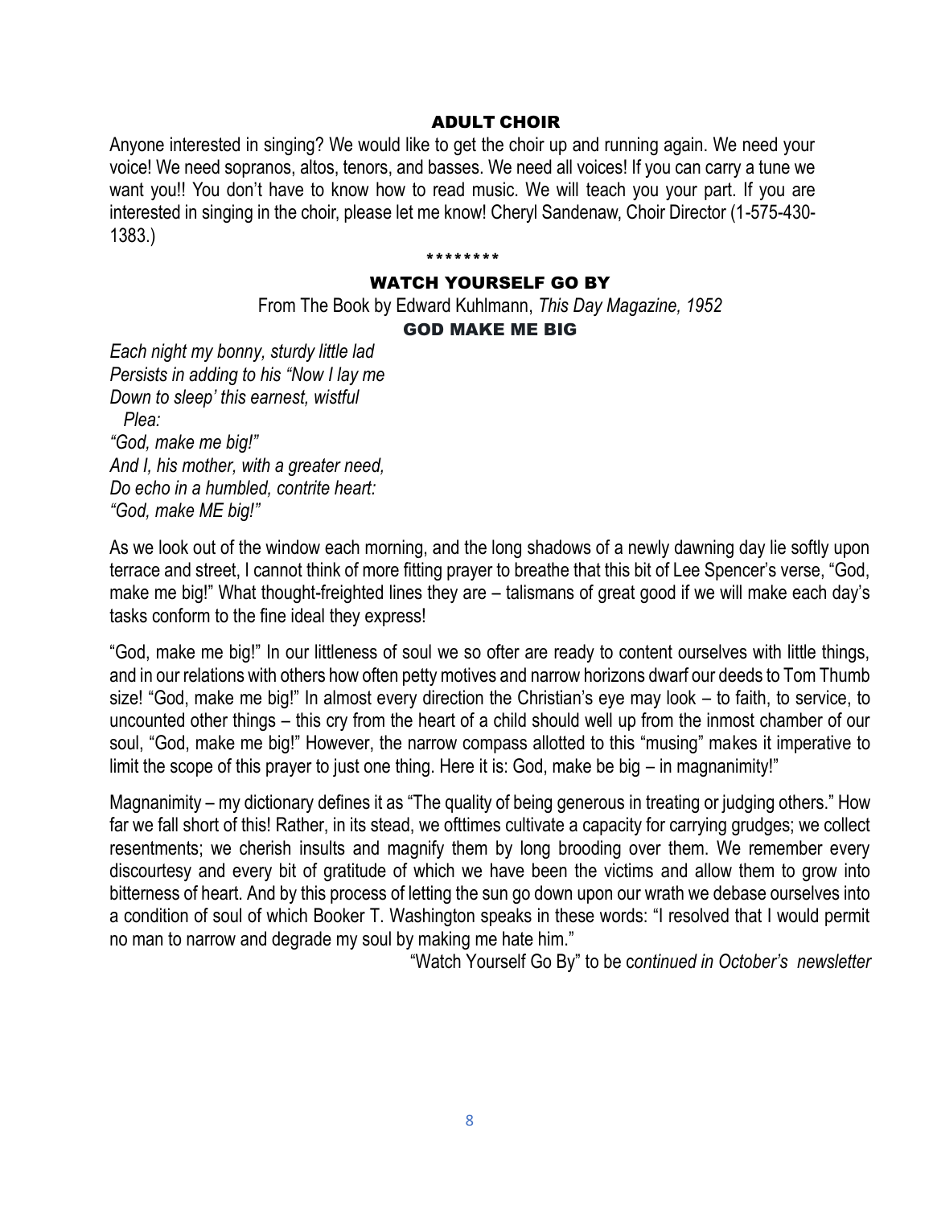## ADULT CHOIR

Anyone interested in singing? We would like to get the choir up and running again. We need your voice! We need sopranos, altos, tenors, and basses. We need all voices! If you can carry a tune we want you!! You don't have to know how to read music. We will teach you your part. If you are interested in singing in the choir, please let me know! Cheryl Sandenaw, Choir Director (1-575-430-1383.)

\*\*\*\*\*\*\*\*

## WATCH YOURSELF GO BY

From The Book by Edward Kuhlmann, *This Day Magazine, 1952*

### GOD MAKE ME BIG

*Each night my bonny, sturdy little lad*
*Persists in adding to his "Now I lay me*
*Down to sleep' this earnest, wistful*
*Plea:*
*"God, make me big!"*
*And I, his mother, with a greater need,*
*Do echo in a humbled, contrite heart:*
*"God, make ME big!"*

As we look out of the window each morning, and the long shadows of a newly dawning day lie softly upon terrace and street, I cannot think of more fitting prayer to breathe that this bit of Lee Spencer's verse, "God, make me big!" What thought-freighted lines they are – talismans of great good if we will make each day's tasks conform to the fine ideal they express!

"God, make me big!" In our littleness of soul we so ofter are ready to content ourselves with little things, and in our relations with others how often petty motives and narrow horizons dwarf our deeds to Tom Thumb size! "God, make me big!" In almost every direction the Christian's eye may look – to faith, to service, to uncounted other things – this cry from the heart of a child should well up from the inmost chamber of our soul, "God, make me big!" However, the narrow compass allotted to this "musing" makes it imperative to limit the scope of this prayer to just one thing. Here it is: God, make be big – in magnanimity!"

Magnanimity – my dictionary defines it as "The quality of being generous in treating or judging others." How far we fall short of this! Rather, in its stead, we ofttimes cultivate a capacity for carrying grudges; we collect resentments; we cherish insults and magnify them by long brooding over them. We remember every discourtesy and every bit of gratitude of which we have been the victims and allow them to grow into bitterness of heart. And by this process of letting the sun go down upon our wrath we debase ourselves into a condition of soul of which Booker T. Washington speaks in these words: "I resolved that I would permit no man to narrow and degrade my soul by making me hate him."

"Watch Yourself Go By" to be c*ontinued in October's newsletter*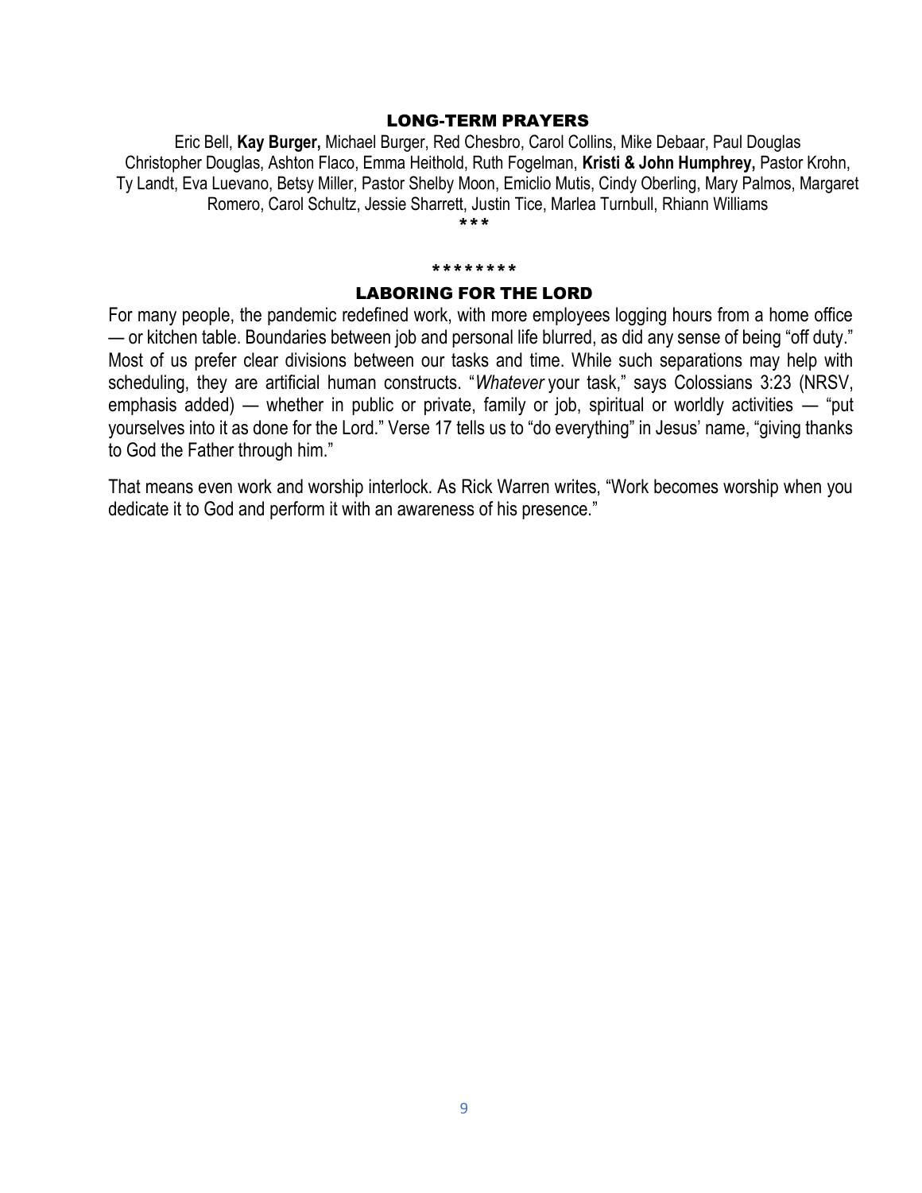## LONG-TERM PRAYERS

Eric Bell, **Kay Burger,** Michael Burger, Red Chesbro, Carol Collins, Mike Debaar, Paul Douglas Christopher Douglas, Ashton Flaco, Emma Heithold, Ruth Fogelman, **Kristi & John Humphrey,** Pastor Krohn, Ty Landt, Eva Luevano, Betsy Miller, Pastor Shelby Moon, Emiclio Mutis, Cindy Oberling, Mary Palmos, Margaret Romero, Carol Schultz, Jessie Sharrett, Justin Tice, Marlea Turnbull, Rhiann Williams

\*\*\*

\*\*\*\*\*\*\*\*

## LABORING FOR THE LORD

For many people, the pandemic redefined work, with more employees logging hours from a home office — or kitchen table. Boundaries between job and personal life blurred, as did any sense of being "off duty." Most of us prefer clear divisions between our tasks and time. While such separations may help with scheduling, they are artificial human constructs. "*Whatever* your task," says Colossians 3:23 (NRSV, emphasis added) — whether in public or private, family or job, spiritual or worldly activities — "put yourselves into it as done for the Lord." Verse 17 tells us to "do everything" in Jesus' name, "giving thanks to God the Father through him."

That means even work and worship interlock. As Rick Warren writes, "Work becomes worship when you dedicate it to God and perform it with an awareness of his presence."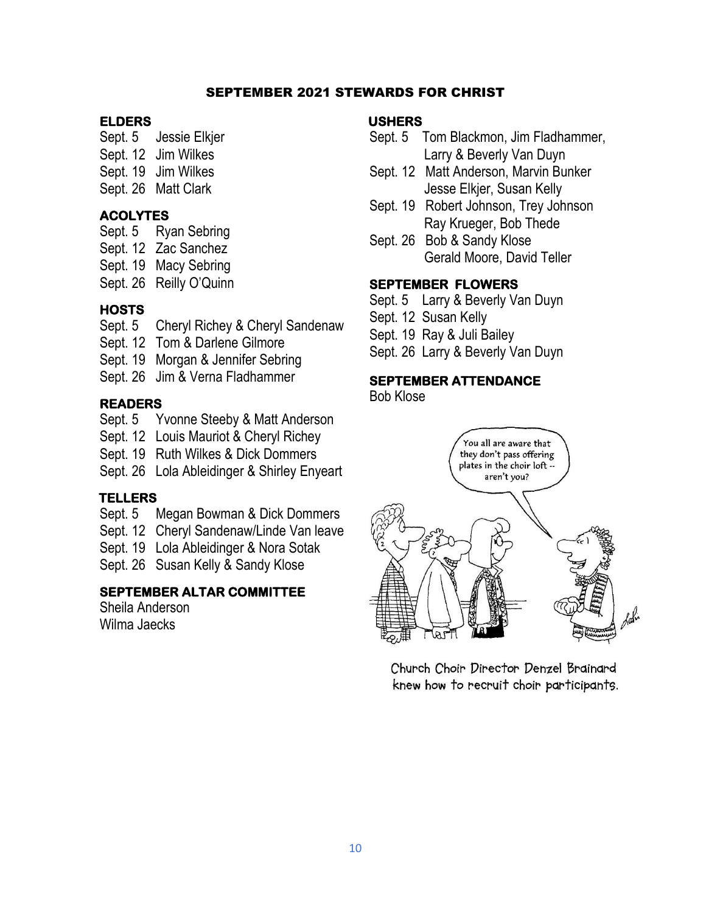## SEPTEMBER 2021 STEWARDS FOR CHRIST

### ELDERS

Sept. 5 Jessie Elkjer
Sept. 12 Jim Wilkes
Sept. 19 Jim Wilkes
Sept. 26 Matt Clark

### ACOLYTES

Sept. 5 Ryan Sebring
Sept. 12 Zac Sanchez
Sept. 19 Macy Sebring
Sept. 26 Reilly O'Quinn

### HOSTS

Sept. 5 Cheryl Richey & Cheryl Sandenaw
Sept. 12 Tom & Darlene Gilmore
Sept. 19 Morgan & Jennifer Sebring
Sept. 26 Jim & Verna Fladhammer

### READERS

Sept. 5 Yvonne Steeby & Matt Anderson
Sept. 12 Louis Mauriot & Cheryl Richey
Sept. 19 Ruth Wilkes & Dick Dommers
Sept. 26 Lola Ableidinger & Shirley Enyeart

### TELLERS

Sept. 5 Megan Bowman & Dick Dommers
Sept. 12 Cheryl Sandenaw/Linde Van leave
Sept. 19 Lola Ableidinger & Nora Sotak
Sept. 26 Susan Kelly & Sandy Klose

### SEPTEMBER ALTAR COMMITTEE

Sheila Anderson
Wilma Jaecks

### USHERS

Sept. 5 Tom Blackmon, Jim Fladhammer, Larry & Beverly Van Duyn
Sept. 12 Matt Anderson, Marvin Bunker Jesse Elkjer, Susan Kelly
Sept. 19 Robert Johnson, Trey Johnson Ray Krueger, Bob Thede
Sept. 26 Bob & Sandy Klose Gerald Moore, David Teller

### SEPTEMBER FLOWERS

Sept. 5 Larry & Beverly Van Duyn
Sept. 12 Susan Kelly
Sept. 19 Ray & Juli Bailey
Sept. 26 Larry & Beverly Van Duyn

### SEPTEMBER ATTENDANCE

Bob Klose

Church Choir Director Denzel Brainard knew how to recruit choir participants.